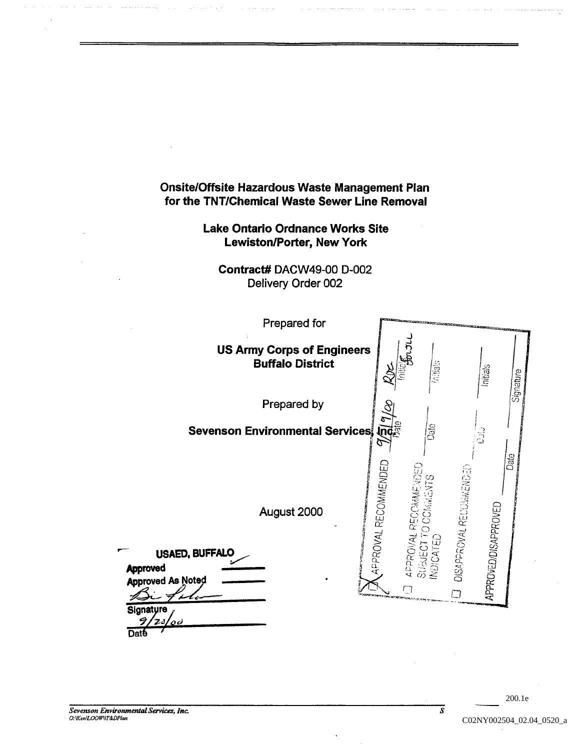# Onsite/Offsite Hazardous Waste Management Plan for the TNT/Chemical Waste Sewer Line Removal

## Lake Ontario Ordnance Works Site
## Lewiston/Porter, New York

**Contract#** DACW49-00 D-002
Delivery Order 002

Prepared for

**US Army Corps of Engineers**
**Buffalo District**

Prepared by

**Sevenson Environmental Services, Inc.**

August 2000

| | Initials | Date |
|---|---|---|
| ☒ APPROVAL RECOMMENDED | ROC / JOLL | 9/19/00 |
| ☐ APPROVAL RECOMMENDED SUBJECT TO COMMENTS INDICATED | | |
| ☐ DISAPPROVAL RECOMMENDED | | |
| APPROVED/DISAPPROVED | Signature | Date |

**USAED, BUFFALO**
**Approved** ✓
**Approved As Noted**
Signature
9/23/00
Date

200.1e

C02NY002504_02.04_0520_a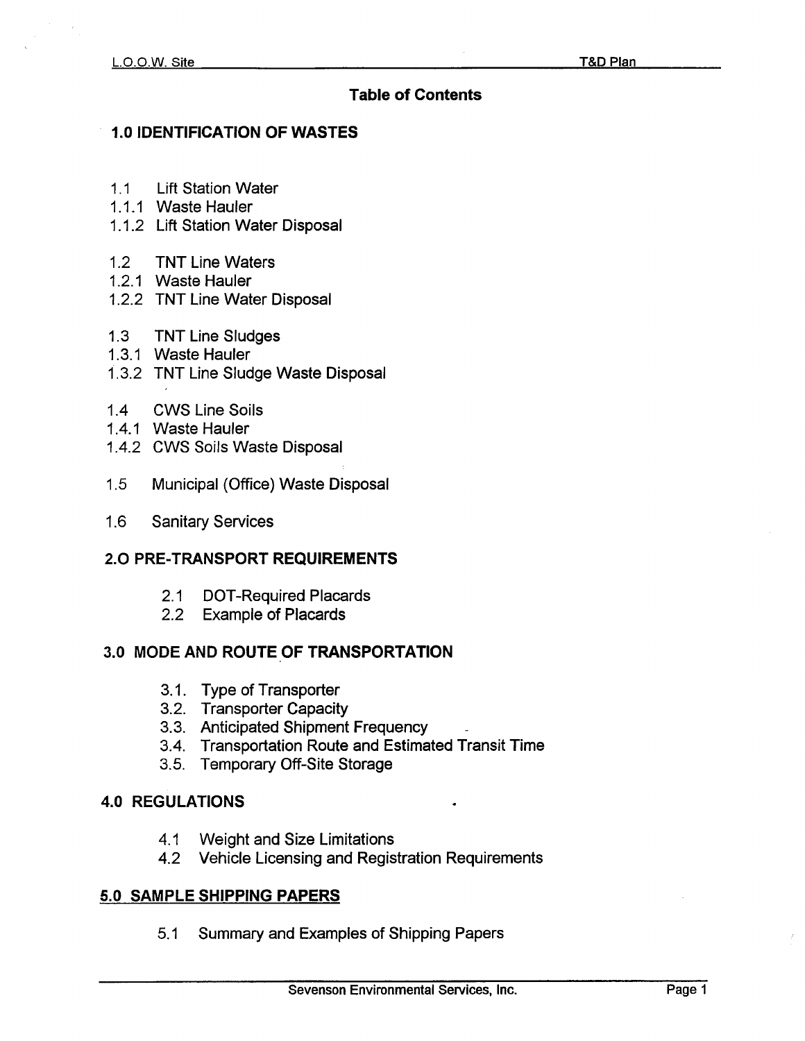# Table of Contents

## 1.0 IDENTIFICATION OF WASTES

1.1 Lift Station Water
1.1.1 Waste Hauler
1.1.2 Lift Station Water Disposal

1.2 TNT Line Waters
1.2.1 Waste Hauler
1.2.2 TNT Line Water Disposal

1.3 TNT Line Sludges
1.3.1 Waste Hauler
1.3.2 TNT Line Sludge Waste Disposal

1.4 CWS Line Soils
1.4.1 Waste Hauler
1.4.2 CWS Soils Waste Disposal

1.5 Municipal (Office) Waste Disposal

1.6 Sanitary Services

## 2.O PRE-TRANSPORT REQUIREMENTS

2.1 DOT-Required Placards
2.2 Example of Placards

## 3.0 MODE AND ROUTE OF TRANSPORTATION

3.1. Type of Transporter
3.2. Transporter Capacity
3.3. Anticipated Shipment Frequency
3.4. Transportation Route and Estimated Transit Time
3.5. Temporary Off-Site Storage

## 4.0 REGULATIONS

4.1 Weight and Size Limitations
4.2 Vehicle Licensing and Registration Requirements

## 5.0 SAMPLE SHIPPING PAPERS

5.1 Summary and Examples of Shipping Papers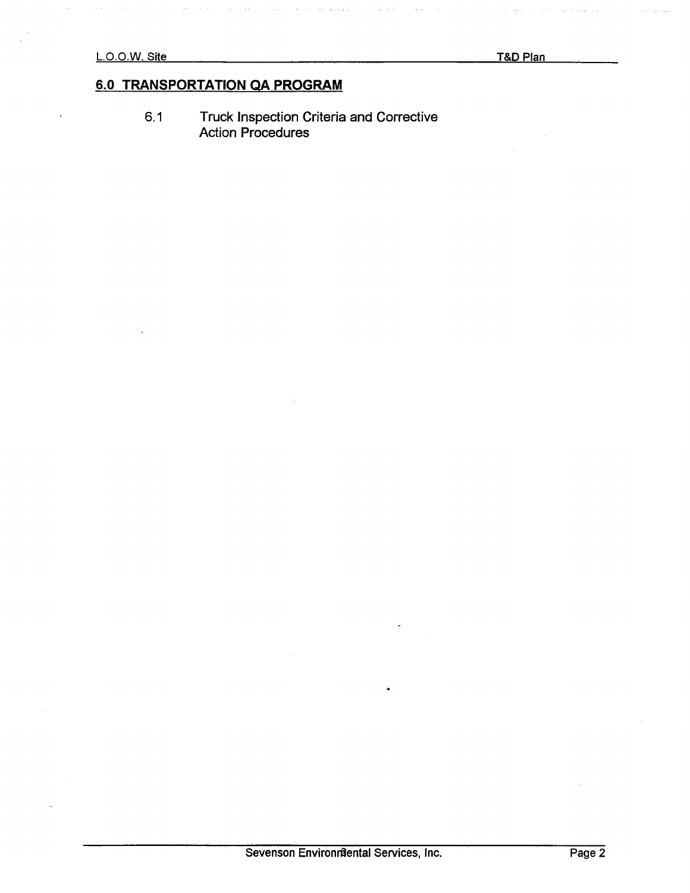## 6.0 TRANSPORTATION QA PROGRAM

6.1 Truck Inspection Criteria and Corrective Action Procedures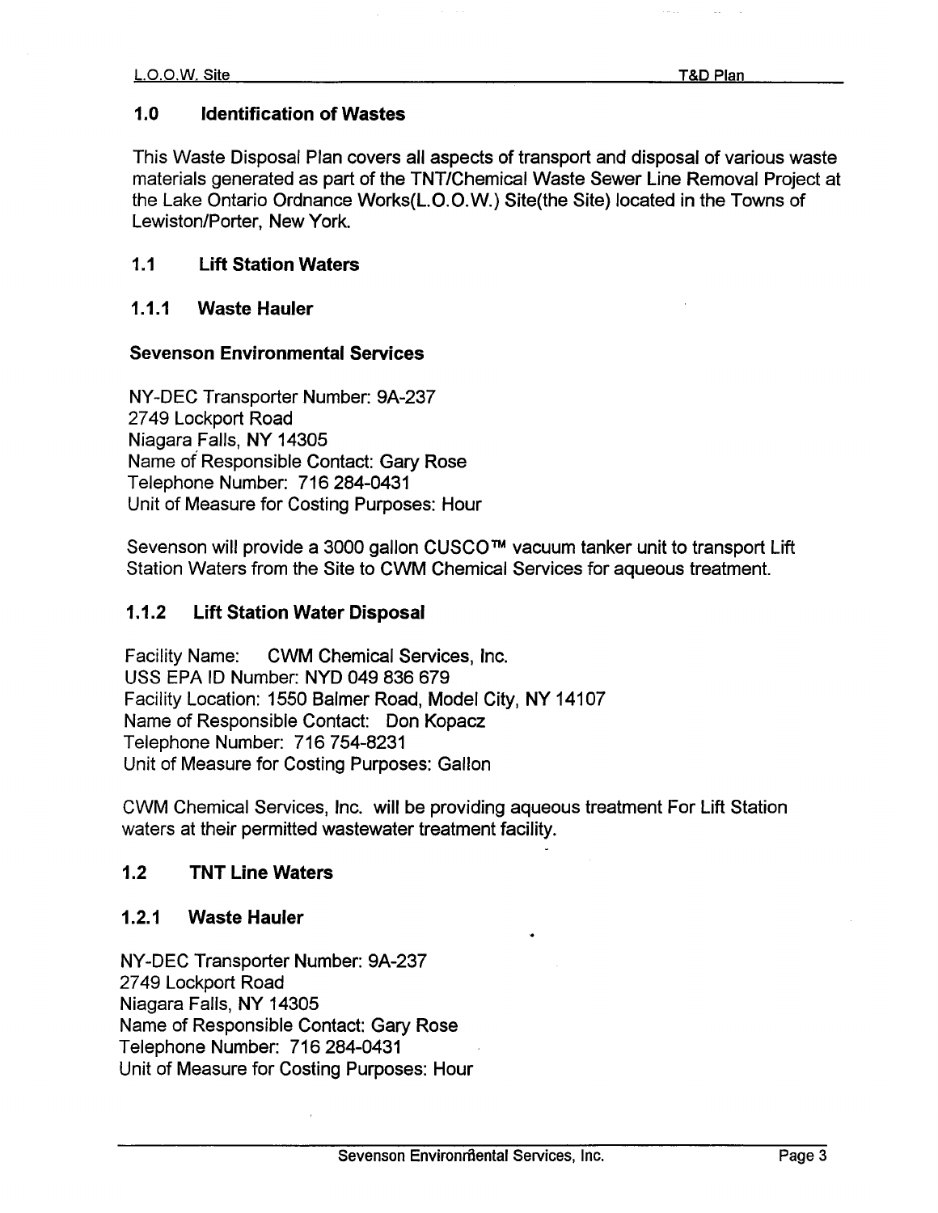## 1.0 Identification of Wastes

This Waste Disposal Plan covers all aspects of transport and disposal of various waste materials generated as part of the TNT/Chemical Waste Sewer Line Removal Project at the Lake Ontario Ordnance Works(L.O.O.W.) Site(the Site) located in the Towns of Lewiston/Porter, New York.

## 1.1 Lift Station Waters

### 1.1.1 Waste Hauler

**Sevenson Environmental Services**

NY-DEC Transporter Number: 9A-237
2749 Lockport Road
Niagara Falls, NY 14305
Name of Responsible Contact: Gary Rose
Telephone Number: 716 284-0431
Unit of Measure for Costing Purposes: Hour

Sevenson will provide a 3000 gallon CUSCO™ vacuum tanker unit to transport Lift Station Waters from the Site to CWM Chemical Services for aqueous treatment.

### 1.1.2 Lift Station Water Disposal

Facility Name: CWM Chemical Services, Inc.
USS EPA ID Number: NYD 049 836 679
Facility Location: 1550 Balmer Road, Model City, NY 14107
Name of Responsible Contact: Don Kopacz
Telephone Number: 716 754-8231
Unit of Measure for Costing Purposes: Gallon

CWM Chemical Services, Inc. will be providing aqueous treatment For Lift Station waters at their permitted wastewater treatment facility.

## 1.2 TNT Line Waters

### 1.2.1 Waste Hauler

NY-DEC Transporter Number: 9A-237
2749 Lockport Road
Niagara Falls, NY 14305
Name of Responsible Contact: Gary Rose
Telephone Number: 716 284-0431
Unit of Measure for Costing Purposes: Hour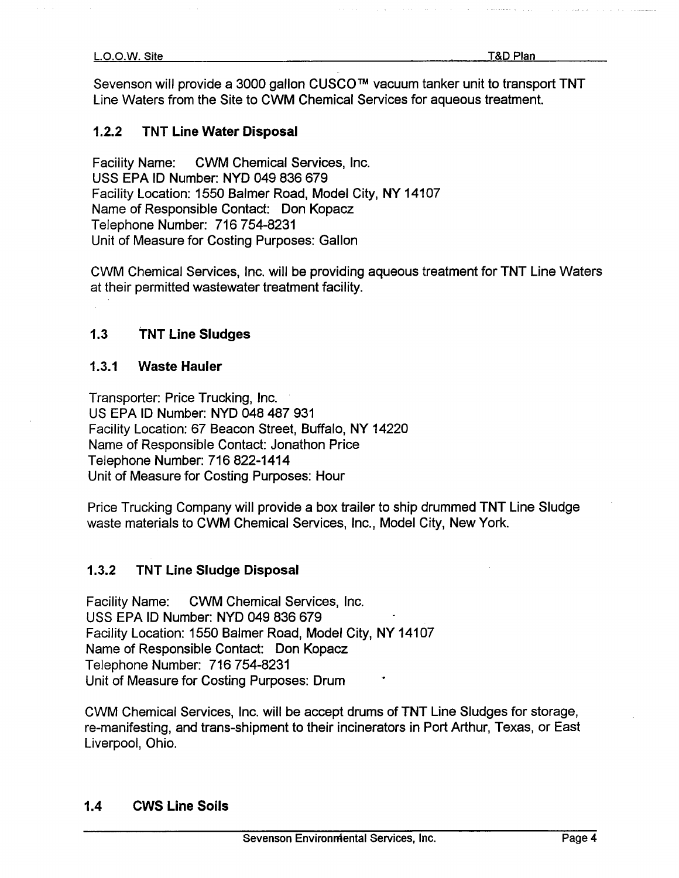Sevenson will provide a 3000 gallon CUSCO™ vacuum tanker unit to transport TNT Line Waters from the Site to CWM Chemical Services for aqueous treatment.

### 1.2.2 TNT Line Water Disposal

Facility Name: CWM Chemical Services, Inc.
USS EPA ID Number: NYD 049 836 679
Facility Location: 1550 Balmer Road, Model City, NY 14107
Name of Responsible Contact: Don Kopacz
Telephone Number: 716 754-8231
Unit of Measure for Costing Purposes: Gallon

CWM Chemical Services, Inc. will be providing aqueous treatment for TNT Line Waters at their permitted wastewater treatment facility.

## 1.3 TNT Line Sludges

### 1.3.1 Waste Hauler

Transporter: Price Trucking, Inc.
US EPA ID Number: NYD 048 487 931
Facility Location: 67 Beacon Street, Buffalo, NY 14220
Name of Responsible Contact: Jonathon Price
Telephone Number: 716 822-1414
Unit of Measure for Costing Purposes: Hour

Price Trucking Company will provide a box trailer to ship drummed TNT Line Sludge waste materials to CWM Chemical Services, Inc., Model City, New York.

### 1.3.2 TNT Line Sludge Disposal

Facility Name: CWM Chemical Services, Inc.
USS EPA ID Number: NYD 049 836 679
Facility Location: 1550 Balmer Road, Model City, NY 14107
Name of Responsible Contact: Don Kopacz
Telephone Number: 716 754-8231
Unit of Measure for Costing Purposes: Drum

CWM Chemical Services, Inc. will be accept drums of TNT Line Sludges for storage, re-manifesting, and trans-shipment to their incinerators in Port Arthur, Texas, or East Liverpool, Ohio.

## 1.4 CWS Line Soils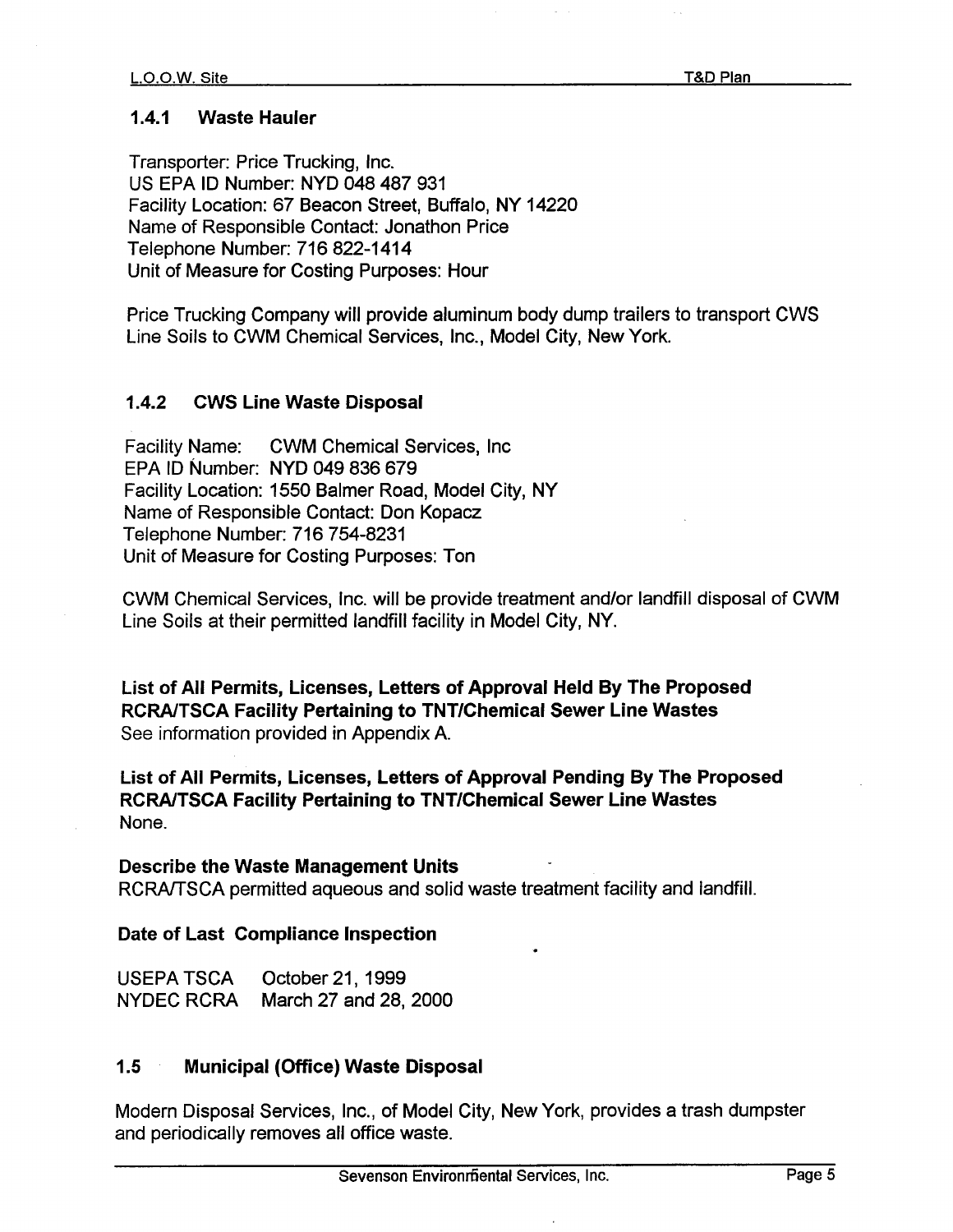### 1.4.1 Waste Hauler

Transporter: Price Trucking, Inc.
US EPA ID Number: NYD 048 487 931
Facility Location: 67 Beacon Street, Buffalo, NY 14220
Name of Responsible Contact: Jonathon Price
Telephone Number: 716 822-1414
Unit of Measure for Costing Purposes: Hour

Price Trucking Company will provide aluminum body dump trailers to transport CWS Line Soils to CWM Chemical Services, Inc., Model City, New York.

### 1.4.2 CWS Line Waste Disposal

Facility Name: CWM Chemical Services, Inc
EPA ID Number: NYD 049 836 679
Facility Location: 1550 Balmer Road, Model City, NY
Name of Responsible Contact: Don Kopacz
Telephone Number: 716 754-8231
Unit of Measure for Costing Purposes: Ton

CWM Chemical Services, Inc. will be provide treatment and/or landfill disposal of CWM Line Soils at their permitted landfill facility in Model City, NY.

**List of All Permits, Licenses, Letters of Approval Held By The Proposed RCRA/TSCA Facility Pertaining to TNT/Chemical Sewer Line Wastes**
See information provided in Appendix A.

**List of All Permits, Licenses, Letters of Approval Pending By The Proposed RCRA/TSCA Facility Pertaining to TNT/Chemical Sewer Line Wastes**
None.

**Describe the Waste Management Units**
RCRA/TSCA permitted aqueous and solid waste treatment facility and landfill.

**Date of Last Compliance Inspection**

USEPA TSCA October 21, 1999
NYDEC RCRA March 27 and 28, 2000

### 1.5 Municipal (Office) Waste Disposal

Modern Disposal Services, Inc., of Model City, New York, provides a trash dumpster and periodically removes all office waste.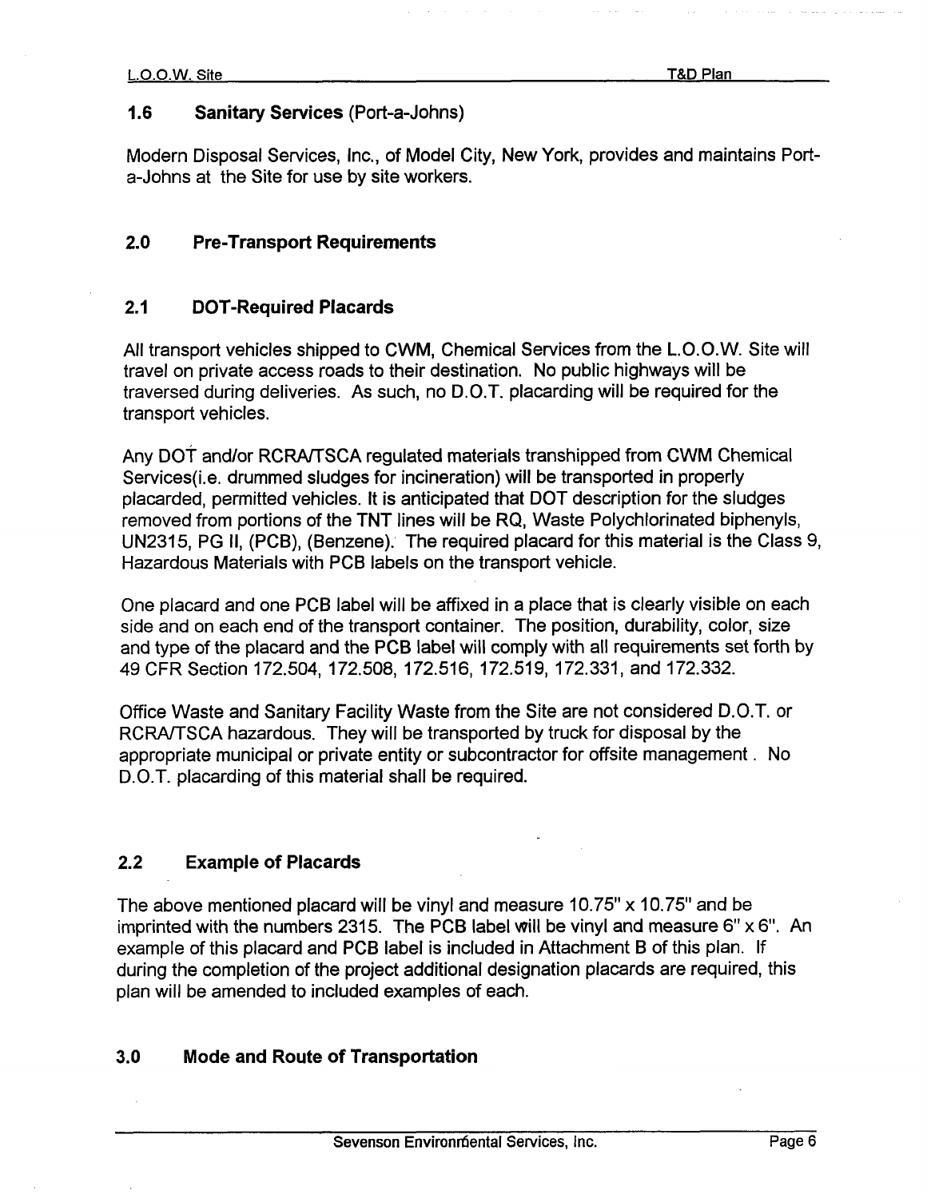## 1.6 Sanitary Services (Port-a-Johns)

Modern Disposal Services, Inc., of Model City, New York, provides and maintains Port-a-Johns at the Site for use by site workers.

## 2.0 Pre-Transport Requirements

## 2.1 DOT-Required Placards

All transport vehicles shipped to CWM, Chemical Services from the L.O.O.W. Site will travel on private access roads to their destination. No public highways will be traversed during deliveries. As such, no D.O.T. placarding will be required for the transport vehicles.

Any DOT and/or RCRA/TSCA regulated materials transhipped from CWM Chemical Services(i.e. drummed sludges for incineration) will be transported in properly placarded, permitted vehicles. It is anticipated that DOT description for the sludges removed from portions of the TNT lines will be RQ, Waste Polychlorinated biphenyls, UN2315, PG II, (PCB), (Benzene). The required placard for this material is the Class 9, Hazardous Materials with PCB labels on the transport vehicle.

One placard and one PCB label will be affixed in a place that is clearly visible on each side and on each end of the transport container. The position, durability, color, size and type of the placard and the PCB label will comply with all requirements set forth by 49 CFR Section 172.504, 172.508, 172.516, 172.519, 172.331, and 172.332.

Office Waste and Sanitary Facility Waste from the Site are not considered D.O.T. or RCRA/TSCA hazardous. They will be transported by truck for disposal by the appropriate municipal or private entity or subcontractor for offsite management . No D.O.T. placarding of this material shall be required.

## 2.2 Example of Placards

The above mentioned placard will be vinyl and measure 10.75" x 10.75" and be imprinted with the numbers 2315. The PCB label will be vinyl and measure 6" x 6". An example of this placard and PCB label is included in Attachment B of this plan. If during the completion of the project additional designation placards are required, this plan will be amended to included examples of each.

## 3.0 Mode and Route of Transportation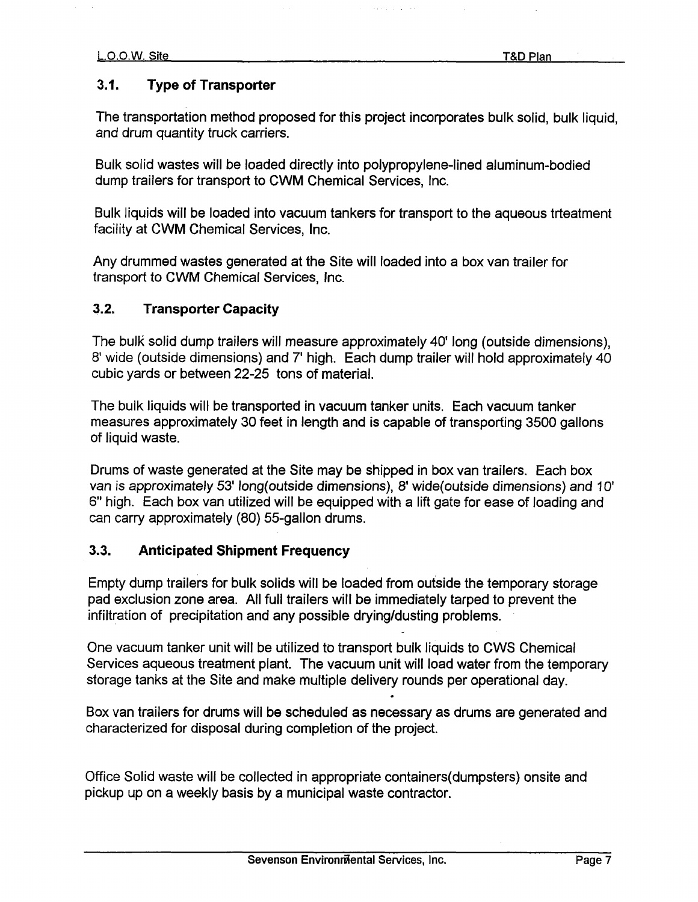### 3.1. Type of Transporter

The transportation method proposed for this project incorporates bulk solid, bulk liquid, and drum quantity truck carriers.

Bulk solid wastes will be loaded directly into polypropylene-lined aluminum-bodied dump trailers for transport to CWM Chemical Services, Inc.

Bulk liquids will be loaded into vacuum tankers for transport to the aqueous trteatment facility at CWM Chemical Services, Inc.

Any drummed wastes generated at the Site will loaded into a box van trailer for transport to CWM Chemical Services, Inc.

### 3.2. Transporter Capacity

The bulk solid dump trailers will measure approximately 40' long (outside dimensions), 8' wide (outside dimensions) and 7' high. Each dump trailer will hold approximately 40 cubic yards or between 22-25 tons of material.

The bulk liquids will be transported in vacuum tanker units. Each vacuum tanker measures approximately 30 feet in length and is capable of transporting 3500 gallons of liquid waste.

Drums of waste generated at the Site may be shipped in box van trailers. Each box van is approximately 53' long(outside dimensions), 8' wide(outside dimensions) and 10' 6" high. Each box van utilized will be equipped with a lift gate for ease of loading and can carry approximately (80) 55-gallon drums.

### 3.3. Anticipated Shipment Frequency

Empty dump trailers for bulk solids will be loaded from outside the temporary storage pad exclusion zone area. All full trailers will be immediately tarped to prevent the infiltration of precipitation and any possible drying/dusting problems.

One vacuum tanker unit will be utilized to transport bulk liquids to CWS Chemical Services aqueous treatment plant. The vacuum unit will load water from the temporary storage tanks at the Site and make multiple delivery rounds per operational day.

Box van trailers for drums will be scheduled as necessary as drums are generated and characterized for disposal during completion of the project.

Office Solid waste will be collected in appropriate containers(dumpsters) onsite and pickup up on a weekly basis by a municipal waste contractor.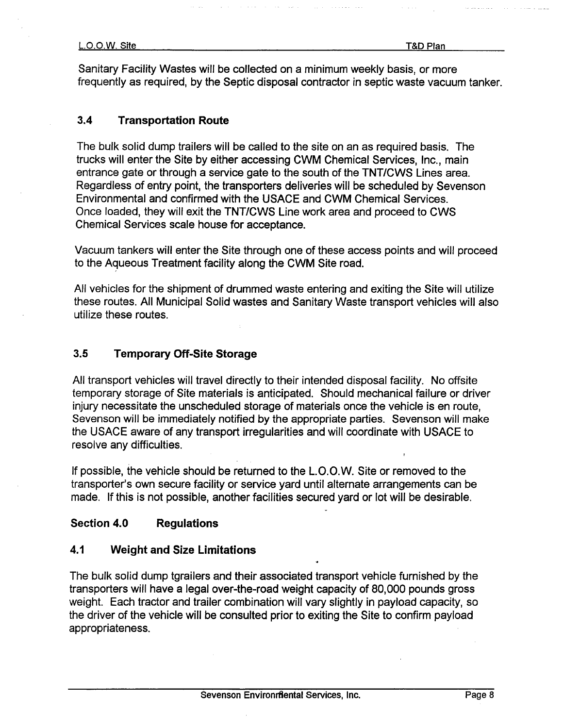Sanitary Facility Wastes will be collected on a minimum weekly basis, or more frequently as required, by the Septic disposal contractor in septic waste vacuum tanker.

### 3.4 Transportation Route

The bulk solid dump trailers will be called to the site on an as required basis. The trucks will enter the Site by either accessing CWM Chemical Services, Inc., main entrance gate or through a service gate to the south of the TNT/CWS Lines area. Regardless of entry point, the transporters deliveries will be scheduled by Sevenson Environmental and confirmed with the USACE and CWM Chemical Services. Once loaded, they will exit the TNT/CWS Line work area and proceed to CWS Chemical Services scale house for acceptance.

Vacuum tankers will enter the Site through one of these access points and will proceed to the Aqueous Treatment facility along the CWM Site road.

All vehicles for the shipment of drummed waste entering and exiting the Site will utilize these routes. All Municipal Solid wastes and Sanitary Waste transport vehicles will also utilize these routes.

### 3.5 Temporary Off-Site Storage

All transport vehicles will travel directly to their intended disposal facility. No offsite temporary storage of Site materials is anticipated. Should mechanical failure or driver injury necessitate the unscheduled storage of materials once the vehicle is en route, Sevenson will be immediately notified by the appropriate parties. Sevenson will make the USACE aware of any transport irregularities and will coordinate with USACE to resolve any difficulties.

If possible, the vehicle should be returned to the L.O.O.W. Site or removed to the transporter's own secure facility or service yard until alternate arrangements can be made. If this is not possible, another facilities secured yard or lot will be desirable.

## Section 4.0 Regulations

### 4.1 Weight and Size Limitations

The bulk solid dump tgrailers and their associated transport vehicle furnished by the transporters will have a legal over-the-road weight capacity of 80,000 pounds gross weight. Each tractor and trailer combination will vary slightly in payload capacity, so the driver of the vehicle will be consulted prior to exiting the Site to confirm payload appropriateness.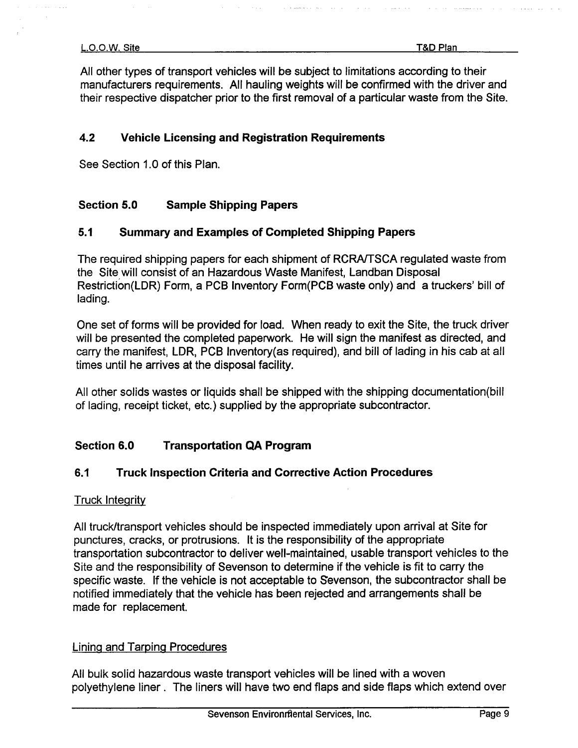All other types of transport vehicles will be subject to limitations according to their manufacturers requirements. All hauling weights will be confirmed with the driver and their respective dispatcher prior to the first removal of a particular waste from the Site.

### 4.2 Vehicle Licensing and Registration Requirements

See Section 1.0 of this Plan.

## Section 5.0 Sample Shipping Papers

### 5.1 Summary and Examples of Completed Shipping Papers

The required shipping papers for each shipment of RCRA/TSCA regulated waste from the Site will consist of an Hazardous Waste Manifest, Landban Disposal Restriction(LDR) Form, a PCB Inventory Form(PCB waste only) and a truckers' bill of lading.

One set of forms will be provided for load. When ready to exit the Site, the truck driver will be presented the completed paperwork. He will sign the manifest as directed, and carry the manifest, LDR, PCB Inventory(as required), and bill of lading in his cab at all times until he arrives at the disposal facility.

All other solids wastes or liquids shall be shipped with the shipping documentation(bill of lading, receipt ticket, etc.) supplied by the appropriate subcontractor.

## Section 6.0 Transportation QA Program

### 6.1 Truck Inspection Criteria and Corrective Action Procedures

Truck Integrity

All truck/transport vehicles should be inspected immediately upon arrival at Site for punctures, cracks, or protrusions. It is the responsibility of the appropriate transportation subcontractor to deliver well-maintained, usable transport vehicles to the Site and the responsibility of Sevenson to determine if the vehicle is fit to carry the specific waste. If the vehicle is not acceptable to Sevenson, the subcontractor shall be notified immediately that the vehicle has been rejected and arrangements shall be made for replacement.

Lining and Tarping Procedures

All bulk solid hazardous waste transport vehicles will be lined with a woven polyethylene liner. The liners will have two end flaps and side flaps which extend over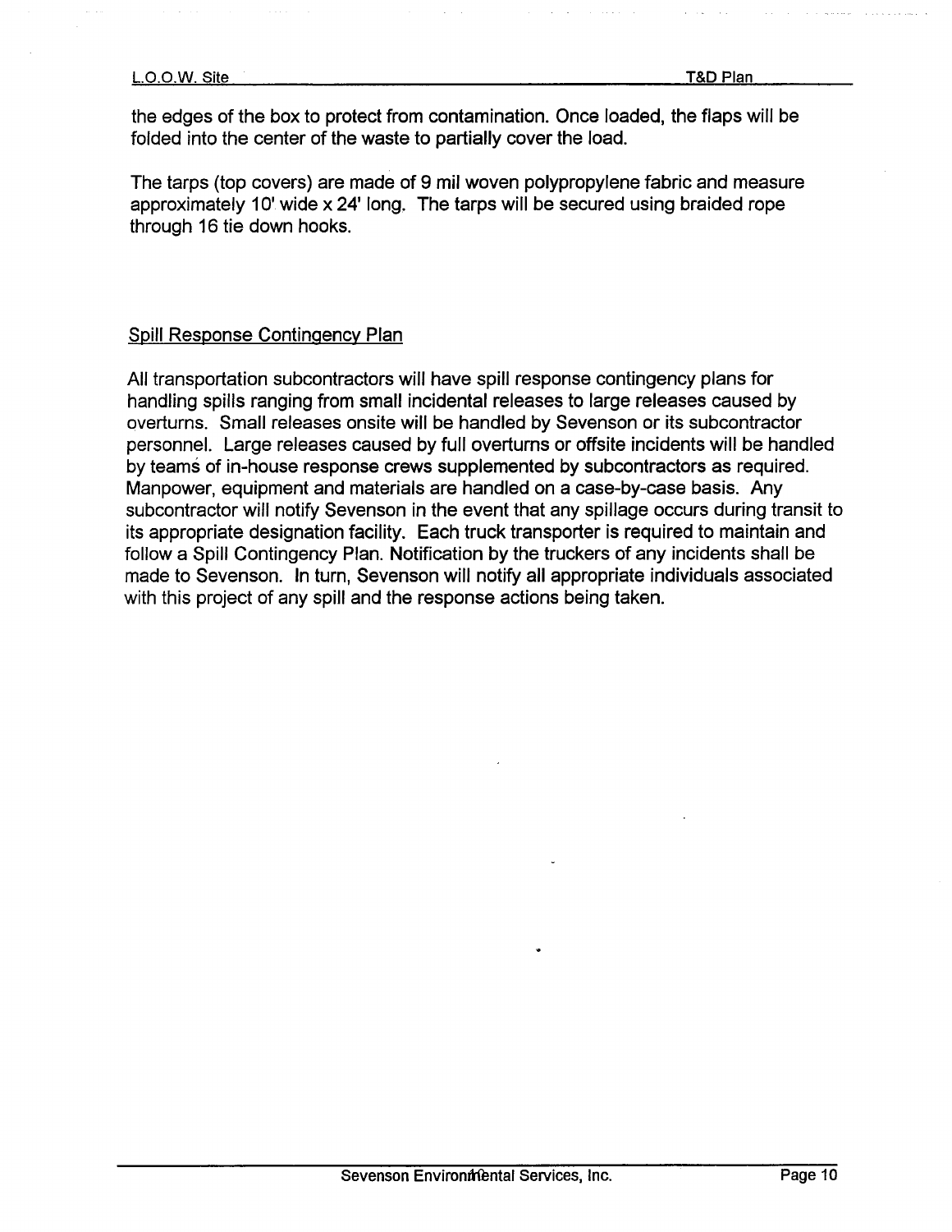the edges of the box to protect from contamination. Once loaded, the flaps will be folded into the center of the waste to partially cover the load.

The tarps (top covers) are made of 9 mil woven polypropylene fabric and measure approximately 10' wide x 24' long. The tarps will be secured using braided rope through 16 tie down hooks.

## Spill Response Contingency Plan

All transportation subcontractors will have spill response contingency plans for handling spills ranging from small incidental releases to large releases caused by overturns. Small releases onsite will be handled by Sevenson or its subcontractor personnel. Large releases caused by full overturns or offsite incidents will be handled by teams of in-house response crews supplemented by subcontractors as required. Manpower, equipment and materials are handled on a case-by-case basis. Any subcontractor will notify Sevenson in the event that any spillage occurs during transit to its appropriate designation facility. Each truck transporter is required to maintain and follow a Spill Contingency Plan. Notification by the truckers of any incidents shall be made to Sevenson. In turn, Sevenson will notify all appropriate individuals associated with this project of any spill and the response actions being taken.